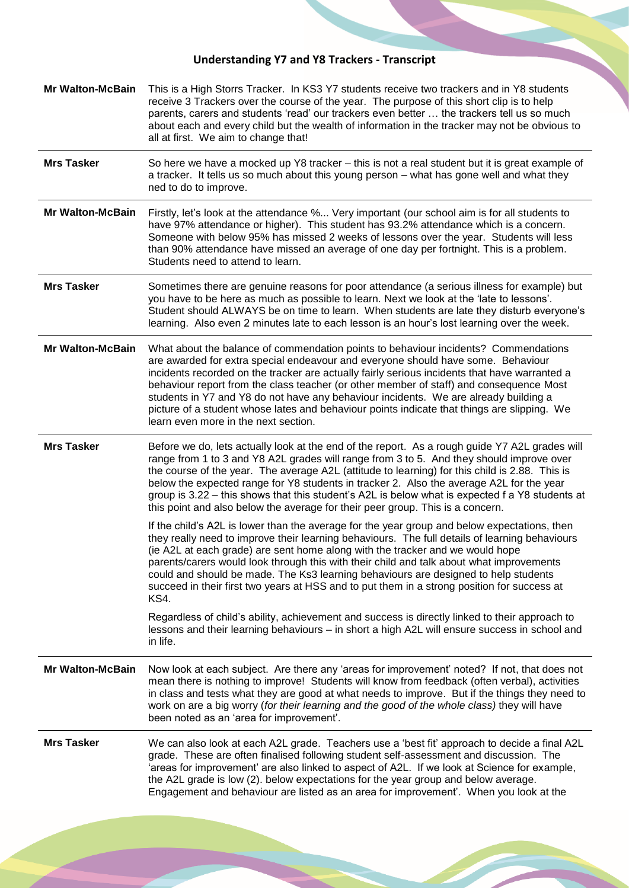# Understanding Y7 and Y8 Trackers - Transcript

| Speaker | Transcript |
| --- | --- |
| **Mr Walton-McBain** | This is a High Storrs Tracker. In KS3 Y7 students receive two trackers and in Y8 students receive 3 Trackers over the course of the year. The purpose of this short clip is to help parents, carers and students 'read' our trackers even better … the trackers tell us so much about each and every child but the wealth of information in the tracker may not be obvious to all at first. We aim to change that! |
| **Mrs Tasker** | So here we have a mocked up Y8 tracker – this is not a real student but it is great example of a tracker. It tells us so much about this young person – what has gone well and what they ned to do to improve. |
| **Mr Walton-McBain** | Firstly, let's look at the attendance %... Very important (our school aim is for all students to have 97% attendance or higher). This student has 93.2% attendance which is a concern. Someone with below 95% has missed 2 weeks of lessons over the year. Students will less than 90% attendance have missed an average of one day per fortnight. This is a problem. Students need to attend to learn. |
| **Mrs Tasker** | Sometimes there are genuine reasons for poor attendance (a serious illness for example) but you have to be here as much as possible to learn. Next we look at the 'late to lessons'. Student should ALWAYS be on time to learn. When students are late they disturb everyone's learning. Also even 2 minutes late to each lesson is an hour's lost learning over the week. |
| **Mr Walton-McBain** | What about the balance of commendation points to behaviour incidents? Commendations are awarded for extra special endeavour and everyone should have some. Behaviour incidents recorded on the tracker are actually fairly serious incidents that have warranted a behaviour report from the class teacher (or other member of staff) and consequence Most students in Y7 and Y8 do not have any behaviour incidents. We are already building a picture of a student whose lates and behaviour points indicate that things are slipping. We learn even more in the next section. |
| **Mrs Tasker** | Before we do, lets actually look at the end of the report. As a rough guide Y7 A2L grades will range from 1 to 3 and Y8 A2L grades will range from 3 to 5. And they should improve over the course of the year. The average A2L (attitude to learning) for this child is 2.88. This is below the expected range for Y8 students in tracker 2. Also the average A2L for the year group is 3.22 – this shows that this student's A2L is below what is expected f a Y8 students at this point and also below the average for their peer group. This is a concern.<br><br>If the child's A2L is lower than the average for the year group and below expectations, then they really need to improve their learning behaviours. The full details of learning behaviours (ie A2L at each grade) are sent home along with the tracker and we would hope parents/carers would look through this with their child and talk about what improvements could and should be made. The Ks3 learning behaviours are designed to help students succeed in their first two years at HSS and to put them in a strong position for success at KS4.<br><br>Regardless of child's ability, achievement and success is directly linked to their approach to lessons and their learning behaviours – in short a high A2L will ensure success in school and in life. |
| **Mr Walton-McBain** | Now look at each subject. Are there any 'areas for improvement' noted? If not, that does not mean there is nothing to improve! Students will know from feedback (often verbal), activities in class and tests what they are good at what needs to improve. But if the things they need to work on are a big worry (*for their learning and the good of the whole class)* they will have been noted as an 'area for improvement'. |
| **Mrs Tasker** | We can also look at each A2L grade. Teachers use a 'best fit' approach to decide a final A2L grade. These are often finalised following student self-assessment and discussion. The 'areas for improvement' are also linked to aspect of A2L. If we look at Science for example, the A2L grade is low (2). below expectations for the year group and below average. Engagement and behaviour are listed as an area for improvement'. When you look at the |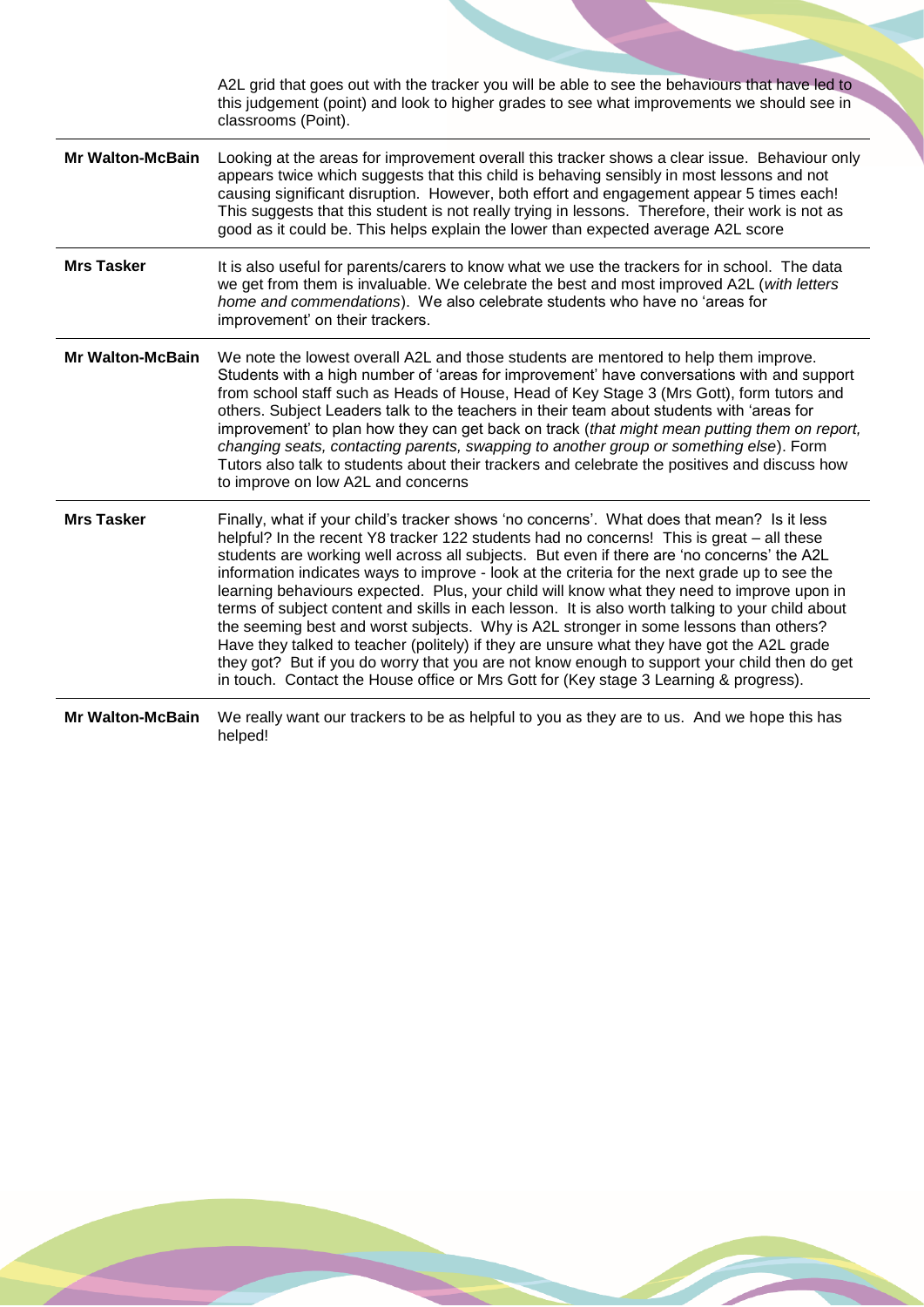| | |
|---|---|
| | A2L grid that goes out with the tracker you will be able to see the behaviours that have led to this judgement (point) and look to higher grades to see what improvements we should see in classrooms (Point). |
| **Mr Walton-McBain** | Looking at the areas for improvement overall this tracker shows a clear issue. Behaviour only appears twice which suggests that this child is behaving sensibly in most lessons and not causing significant disruption. However, both effort and engagement appear 5 times each! This suggests that this student is not really trying in lessons. Therefore, their work is not as good as it could be. This helps explain the lower than expected average A2L score |
| **Mrs Tasker** | It is also useful for parents/carers to know what we use the trackers for in school. The data we get from them is invaluable. We celebrate the best and most improved A2L (*with letters home and commendations*). We also celebrate students who have no 'areas for improvement' on their trackers. |
| **Mr Walton-McBain** | We note the lowest overall A2L and those students are mentored to help them improve. Students with a high number of 'areas for improvement' have conversations with and support from school staff such as Heads of House, Head of Key Stage 3 (Mrs Gott), form tutors and others. Subject Leaders talk to the teachers in their team about students with 'areas for improvement' to plan how they can get back on track (*that might mean putting them on report, changing seats, contacting parents, swapping to another group or something else*). Form Tutors also talk to students about their trackers and celebrate the positives and discuss how to improve on low A2L and concerns |
| **Mrs Tasker** | Finally, what if your child's tracker shows 'no concerns'. What does that mean? Is it less helpful? In the recent Y8 tracker 122 students had no concerns! This is great – all these students are working well across all subjects. But even if there are 'no concerns' the A2L information indicates ways to improve - look at the criteria for the next grade up to see the learning behaviours expected. Plus, your child will know what they need to improve upon in terms of subject content and skills in each lesson. It is also worth talking to your child about the seeming best and worst subjects. Why is A2L stronger in some lessons than others? Have they talked to teacher (politely) if they are unsure what they have got the A2L grade they got? But if you do worry that you are not know enough to support your child then do get in touch. Contact the House office or Mrs Gott for (Key stage 3 Learning & progress). |
| **Mr Walton-McBain** | We really want our trackers to be as helpful to you as they are to us. And we hope this has helped! |